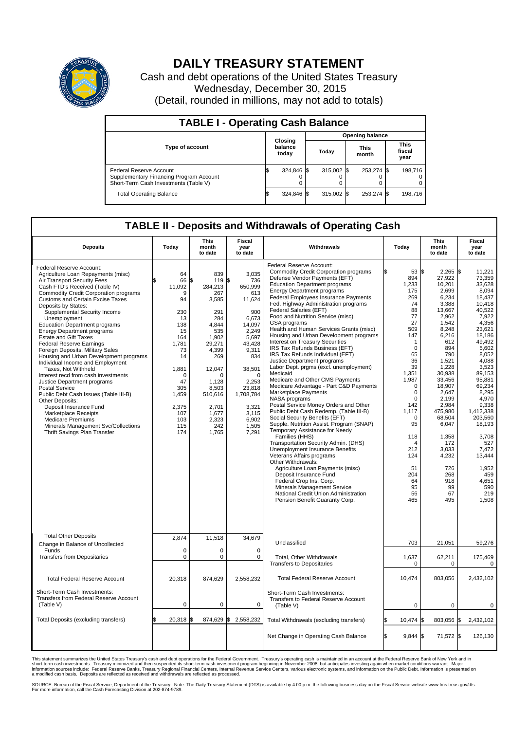# DAILY TREASURY STATEMENT

Cash and debt operations of the United States Treasury
Wednesday, December 30, 2015
(Detail, rounded in millions, may not add to totals)

## TABLE I - Operating Cash Balance

| Type of account | Closing balance today | Opening balance Today | Opening balance This month | Opening balance This fiscal year |
|---|---|---|---|---|
| Federal Reserve Account | $ 324,846 | $ 315,002 | $ 253,274 | $ 198,716 |
| Supplementary Financing Program Account | 0 | 0 | 0 | 0 |
| Short-Term Cash Investments (Table V) | 0 | 0 | 0 | 0 |
| Total Operating Balance | $ 324,846 | $ 315,002 | $ 253,274 | $ 198,716 |

## TABLE II - Deposits and Withdrawals of Operating Cash

| Deposits | Today | This month to date | Fiscal year to date | Withdrawals | Today | This month to date | Fiscal year to date |
|---|---|---|---|---|---|---|---|
| Federal Reserve Account: | | | | Federal Reserve Account: | | | |
| Agriculture Loan Repayments (misc) | $ 64 | $ 839 | $ 3,035 | Commodity Credit Corporation programs | $ 53 | $ 2,265 | $ 11,221 |
| Air Transport Security Fees | 66 | 119 | 736 | Defense Vendor Payments (EFT) | 894 | 27,922 | 73,359 |
| Cash FTD's Received (Table IV) | 11,092 | 284,213 | 650,999 | Education Department programs | 1,233 | 10,201 | 33,628 |
| Commodity Credit Corporation programs | 9 | 267 | 613 | Energy Department programs | 175 | 2,699 | 8,094 |
| Customs and Certain Excise Taxes | 94 | 3,585 | 11,624 | Federal Employees Insurance Payments | 269 | 6,234 | 18,437 |
| Deposits by States: | | | | Fed. Highway Administration programs | 74 | 3,388 | 10,418 |
| Supplemental Security Income | 230 | 291 | 900 | Federal Salaries (EFT) | 88 | 13,667 | 40,522 |
| Unemployment | 13 | 284 | 6,673 | Food and Nutrition Service (misc) | 77 | 2,962 | 7,922 |
| Education Department programs | 138 | 4,844 | 14,097 | GSA programs | 27 | 1,542 | 4,356 |
| Energy Department programs | 15 | 535 | 2,249 | Health and Human Services Grants (misc) | 509 | 8,248 | 23,621 |
| Estate and Gift Taxes | 164 | 1,902 | 5,697 | Housing and Urban Development programs | 147 | 6,216 | 18,186 |
| Federal Reserve Earnings | 1,781 | 29,271 | 43,428 | Interest on Treasury Securities | 1 | 612 | 49,492 |
| Foreign Deposits, Military Sales | 73 | 4,399 | 9,311 | IRS Tax Refunds Business (EFT) | 0 | 894 | 5,602 |
| Housing and Urban Development programs | 14 | 269 | 834 | IRS Tax Refunds Individual (EFT) | 65 | 790 | 8,052 |
| Individual Income and Employment Taxes, Not Withheld | 1,881 | 12,047 | 38,501 | Justice Department programs | 36 | 1,521 | 4,088 |
| Interest recd from cash investments | 0 | 0 | 0 | Labor Dept. prgms (excl. unemployment) | 39 | 1,228 | 3,523 |
| Justice Department programs | 47 | 1,128 | 2,253 | Medicaid | 1,351 | 30,938 | 89,153 |
| Postal Service | 305 | 8,503 | 23,818 | Medicare and Other CMS Payments | 1,987 | 33,456 | 95,881 |
| Public Debt Cash Issues (Table III-B) | 1,459 | 510,616 | 1,708,784 | Medicare Advantage - Part C&D Payments | 0 | 18,907 | 69,234 |
| Other Deposits: | | | | Marketplace Payments | 0 | 2,647 | 8,295 |
| Deposit Insurance Fund | 2,375 | 2,701 | 3,321 | NASA programs | 0 | 2,199 | 4,970 |
| Marketplace Receipts | 107 | 1,677 | 3,115 | Postal Service Money Orders and Other | 142 | 2,984 | 9,338 |
| Medicare Premiums | 103 | 2,323 | 6,902 | Public Debt Cash Redemp. (Table III-B) | 1,117 | 475,980 | 1,412,338 |
| Minerals Management Svc/Collections | 115 | 242 | 1,505 | Social Security Benefits (EFT) | 0 | 68,504 | 203,560 |
| Thrift Savings Plan Transfer | 174 | 1,765 | 7,291 | Supple. Nutrition Assist. Program (SNAP) | 95 | 6,047 | 18,193 |
| | | | | Temporary Assistance for Needy Families (HHS) | 118 | 1,358 | 3,708 |
| | | | | Transportation Security Admin. (DHS) | 4 | 172 | 527 |
| | | | | Unemployment Insurance Benefits | 212 | 3,033 | 7,472 |
| | | | | Veterans Affairs programs | 124 | 4,232 | 13,444 |
| | | | | Other Withdrawals: | | | |
| | | | | Agriculture Loan Payments (misc) | 51 | 726 | 1,952 |
| | | | | Deposit Insurance Fund | 204 | 268 | 459 |
| | | | | Federal Crop Ins. Corp. | 64 | 918 | 4,651 |
| | | | | Minerals Management Service | 95 | 99 | 590 |
| | | | | National Credit Union Administration | 56 | 67 | 219 |
| | | | | Pension Benefit Guaranty Corp. | 465 | 495 | 1,508 |
| Total Other Deposits | 2,874 | 11,518 | 34,679 | Unclassified | 703 | 21,051 | 59,276 |
| Change in Balance of Uncollected Funds | 0 | 0 | 0 | | | | |
| Transfers from Depositaries | 0 | 0 | 0 | Total, Other Withdrawals | 1,637 | 62,211 | 175,469 |
| | | | | Transfers to Depositaries | 0 | 0 | 0 |
| Total Federal Reserve Account | 20,318 | 874,629 | 2,558,232 | Total Federal Reserve Account | 10,474 | 803,056 | 2,432,102 |
| Short-Term Cash Investments: Transfers from Federal Reserve Account (Table V) | 0 | 0 | 0 | Short-Term Cash Investments: Transfers to Federal Reserve Account (Table V) | 0 | 0 | 0 |
| Total Deposits (excluding transfers) | $ 20,318 | $ 874,629 | $ 2,558,232 | Total Withdrawals (excluding transfers) | $ 10,474 | $ 803,056 | $ 2,432,102 |
| | | | | Net Change in Operating Cash Balance | $ 9,844 | $ 71,572 | $ 126,130 |

This statement summarizes the United States Treasury's cash and debt operations for the Federal Government. Treasury's operating cash is maintained in an account at the Federal Reserve Bank of New York and in short-term cash investments. Treasury minimized and then suspended its short-term cash investment program beginning in November 2008, but anticipates investing again when market conditions warrant. Major information sources include: Federal Reserve Banks, Treasury Regional Financial Centers, Internal Revenue Service Centers, various electronic systems, and information on the Public Debt. Information is presented on a modified cash basis. Deposits are reflected as received and withdrawals are reflected as processed.

SOURCE: Bureau of the Fiscal Service, Department of the Treasury. Note: The Daily Treasury Statement (DTS) is available by 4:00 p.m. the following business day on the Fiscal Service website www.fms.treas.gov/dts. For more information, call the Cash Forecasting Division at 202-874-9789.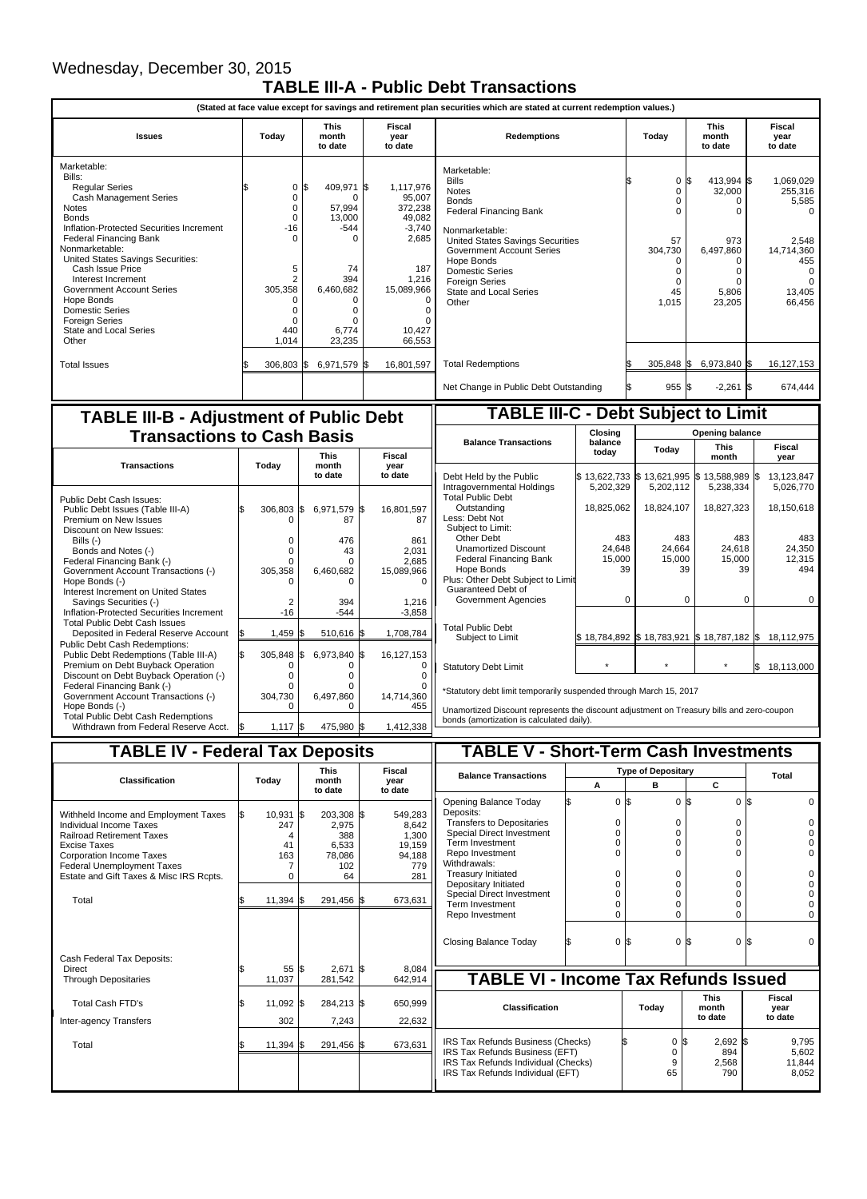Wednesday, December 30, 2015

# TABLE III-A - Public Debt Transactions

(Stated at face value except for savings and retirement plan securities which are stated at current redemption values.)

| Issues | Today | This month to date | Fiscal year to date |
|---|---|---|---|
| Marketable: | | | |
| Bills: | | | |
| Regular Series | $ 0 | $ 409,971 | $ 1,117,976 |
| Cash Management Series | 0 | 0 | 95,007 |
| Notes | 0 | 57,994 | 372,238 |
| Bonds | 0 | 13,000 | 49,082 |
| Inflation-Protected Securities Increment | -16 | -544 | -3,740 |
| Federal Financing Bank | 0 | 0 | 2,685 |
| Nonmarketable: | | | |
| United States Savings Securities: | | | |
| Cash Issue Price | 5 | 74 | 187 |
| Interest Increment | 2 | 394 | 1,216 |
| Government Account Series | 305,358 | 6,460,682 | 15,089,966 |
| Hope Bonds | 0 | 0 | 0 |
| Domestic Series | 0 | 0 | 0 |
| Foreign Series | 0 | 0 | 0 |
| State and Local Series | 440 | 6,774 | 10,427 |
| Other | 1,014 | 23,235 | 66,553 |
| Total Issues | $ 306,803 | $ 6,971,579 | $ 16,801,597 |

| Redemptions | Today | This month to date | Fiscal year to date |
|---|---|---|---|
| Marketable: | | | |
| Bills | $ 0 | $ 413,994 | $ 1,069,029 |
| Notes | 0 | 32,000 | 255,316 |
| Bonds | 0 | 0 | 5,585 |
| Federal Financing Bank | 0 | 0 | 0 |
| Nonmarketable: | | | |
| United States Savings Securities | 57 | 973 | 2,548 |
| Government Account Series | 304,730 | 6,497,860 | 14,714,360 |
| Hope Bonds | 0 | 0 | 455 |
| Domestic Series | 0 | 0 | 0 |
| Foreign Series | 0 | 0 | 0 |
| State and Local Series | 45 | 5,806 | 13,405 |
| Other | 1,015 | 23,205 | 66,456 |
| Total Redemptions | $ 305,848 | $ 6,973,840 | $ 16,127,153 |
| Net Change in Public Debt Outstanding | $ 955 | $ -2,261 | $ 674,444 |

# TABLE III-B - Adjustment of Public Debt Transactions to Cash Basis

| Transactions | Today | This month to date | Fiscal year to date |
|---|---|---|---|
| Public Debt Cash Issues: | | | |
| Public Debt Issues (Table III-A) | $ 306,803 | $ 6,971,579 | $ 16,801,597 |
| Premium on New Issues | 0 | 87 | 87 |
| Discount on New Issues: | | | |
| Bills (-) | 0 | 476 | 861 |
| Bonds and Notes (-) | 0 | 43 | 2,031 |
| Federal Financing Bank (-) | 0 | 0 | 2,685 |
| Government Account Transactions (-) | 305,358 | 6,460,682 | 15,089,966 |
| Hope Bonds (-) | 0 | 0 | 0 |
| Interest Increment on United States Savings Securities (-) | 2 | 394 | 1,216 |
| Inflation-Protected Securities Increment | -16 | -544 | -3,858 |
| Total Public Debt Cash Issues Deposited in Federal Reserve Account | $ 1,459 | $ 510,616 | $ 1,708,784 |
| Public Debt Cash Redemptions: | | | |
| Public Debt Redemptions (Table III-A) | $ 305,848 | $ 6,973,840 | $ 16,127,153 |
| Premium on Debt Buyback Operation | 0 | 0 | 0 |
| Discount on Debt Buyback Operation (-) | 0 | 0 | 0 |
| Federal Financing Bank (-) | 0 | 0 | 0 |
| Government Account Transactions (-) | 304,730 | 6,497,860 | 14,714,360 |
| Hope Bonds (-) | 0 | 0 | 455 |
| Total Public Debt Cash Redemptions Withdrawn from Federal Reserve Acct. | $ 1,117 | $ 475,980 | $ 1,412,338 |

# TABLE III-C - Debt Subject to Limit

| Balance Transactions | Closing balance today | Opening balance Today | Opening balance This month | Opening balance Fiscal year |
|---|---|---|---|---|
| Debt Held by the Public | $ 13,622,733 | $ 13,621,995 | $ 13,588,989 | $ 13,123,847 |
| Intragovernmental Holdings | 5,202,329 | 5,202,112 | 5,238,334 | 5,026,770 |
| Total Public Debt Outstanding | 18,825,062 | 18,824,107 | 18,827,323 | 18,150,618 |
| Less: Debt Not Subject to Limit: | | | | |
| Other Debt | 483 | 483 | 483 | 483 |
| Unamortized Discount | 24,648 | 24,664 | 24,618 | 24,350 |
| Federal Financing Bank | 15,000 | 15,000 | 15,000 | 12,315 |
| Hope Bonds | 39 | 39 | 39 | 494 |
| Plus: Other Debt Subject to Limit | | | | |
| Guaranteed Debt of Government Agencies | 0 | 0 | 0 | 0 |
| Total Public Debt Subject to Limit | $ 18,784,892 | $ 18,783,921 | $ 18,787,182 | $ 18,112,975 |
| Statutory Debt Limit | * | * | * | $ 18,113,000 |

*Statutory debt limit temporarily suspended through March 15, 2017

Unamortized Discount represents the discount adjustment on Treasury bills and zero-coupon bonds (amortization is calculated daily).

# TABLE IV - Federal Tax Deposits

| Classification | Today | This month to date | Fiscal year to date |
|---|---|---|---|
| Withheld Income and Employment Taxes | $ 10,931 | $ 203,308 | $ 549,283 |
| Individual Income Taxes | 247 | 2,975 | 8,642 |
| Railroad Retirement Taxes | 4 | 388 | 1,300 |
| Excise Taxes | 41 | 6,533 | 19,159 |
| Corporation Income Taxes | 163 | 78,086 | 94,188 |
| Federal Unemployment Taxes | 7 | 102 | 779 |
| Estate and Gift Taxes & Misc IRS Rcpts. | 0 | 64 | 281 |
| Total | $ 11,394 | $ 291,456 | $ 673,631 |
| Cash Federal Tax Deposits: | | | |
| Direct | $ 55 | $ 2,671 | $ 8,084 |
| Through Depositaries | 11,037 | 281,542 | 642,914 |
| Total Cash FTD's | $ 11,092 | $ 284,213 | $ 650,999 |
| Inter-agency Transfers | 302 | 7,243 | 22,632 |
| Total | $ 11,394 | $ 291,456 | $ 673,631 |

# TABLE V - Short-Term Cash Investments

| Balance Transactions | Type of Depositary A | B | C | Total |
|---|---|---|---|---|
| Opening Balance Today | $ 0 | $ 0 | $ 0 | $ 0 |
| Deposits: | | | | |
| Transfers to Depositaries | 0 | 0 | 0 | 0 |
| Special Direct Investment | 0 | 0 | 0 | 0 |
| Term Investment | 0 | 0 | 0 | 0 |
| Repo Investment | 0 | 0 | 0 | 0 |
| Withdrawals: | | | | |
| Treasury Initiated | 0 | 0 | 0 | 0 |
| Depositary Initiated | 0 | 0 | 0 | 0 |
| Special Direct Investment | 0 | 0 | 0 | 0 |
| Term Investment | 0 | 0 | 0 | 0 |
| Repo Investment | 0 | 0 | 0 | 0 |
| Closing Balance Today | $ 0 | $ 0 | $ 0 | $ 0 |

# TABLE VI - Income Tax Refunds Issued

| Classification | Today | This month to date | Fiscal year to date |
|---|---|---|---|
| IRS Tax Refunds Business (Checks) | $ 0 | $ 2,692 | $ 9,795 |
| IRS Tax Refunds Business (EFT) | 0 | 894 | 5,602 |
| IRS Tax Refunds Individual (Checks) | 9 | 2,568 | 11,844 |
| IRS Tax Refunds Individual (EFT) | 65 | 790 | 8,052 |